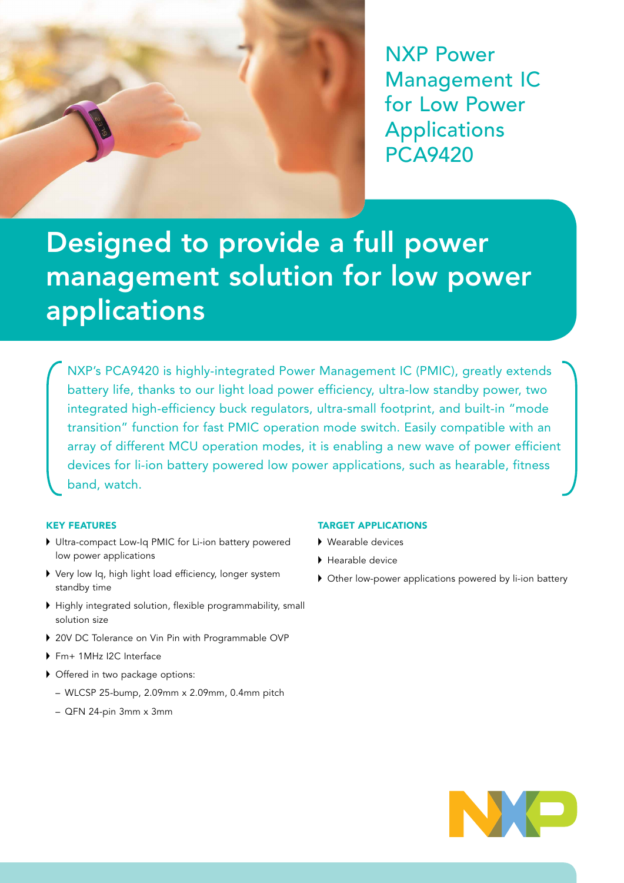# NXP Power Management IC for Low Power Applications PCA9420

## Designed to provide a full power management solution for low power applications

NXP's PCA9420 is highly-integrated Power Management IC (PMIC), greatly extends battery life, thanks to our light load power efficiency, ultra-low standby power, two integrated high-efficiency buck regulators, ultra-small footprint, and built-in "mode transition" function for fast PMIC operation mode switch. Easily compatible with an array of different MCU operation modes, it is enabling a new wave of power efficient devices for li-ion battery powered low power applications, such as hearable, fitness band, watch.

### KEY FEATURES

- Ultra-compact Low-Iq PMIC for Li-ion battery powered low power applications
- Very low Iq, high light load efficiency, longer system standby time
- Highly integrated solution, flexible programmability, small solution size
- 20V DC Tolerance on Vin Pin with Programmable OVP
- Fm+ 1MHz I2C Interface
- Offered in two package options:
  - WLCSP 25-bump, 2.09mm x 2.09mm, 0.4mm pitch
  - QFN 24-pin 3mm x 3mm

### TARGET APPLICATIONS

- Wearable devices
- Hearable device
- Other low-power applications powered by li-ion battery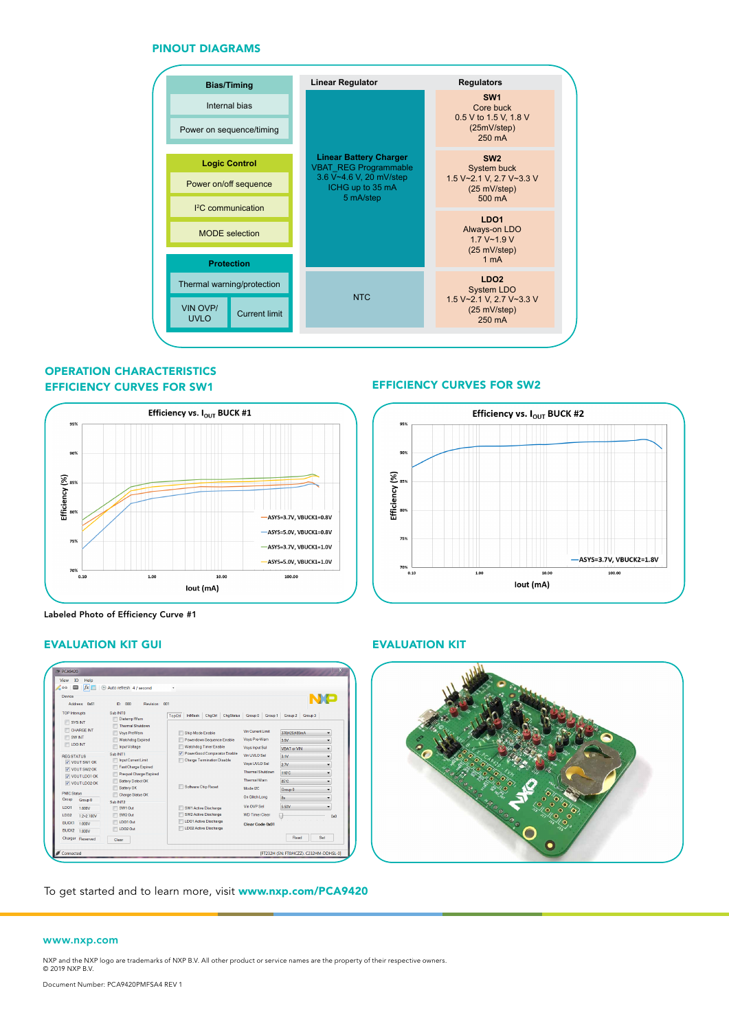## PINOUT DIAGRAMS

**Bias/Timing**
- Internal bias
- Power on sequence/timing

**Logic Control**
- Power on/off sequence
- I²C communication
- MODE selection

**Protection**
- Thermal warning/protection
- VIN OVP/ UVLO
- Current limit

**Linear Regulator**

**Linear Battery Charger**
VBAT_REG Programmable
3.6 V~4.6 V, 20 mV/step
ICHG up to 35 mA
5 mA/step

NTC

**Regulators**

**SW1**
Core buck
0.5 V to 1.5 V, 1.8 V
(25mV/step)
250 mA

**SW2**
System buck
1.5 V~2.1 V, 2.7 V~3.3 V
(25 mV/step)
500 mA

**LDO1**
Always-on LDO
1.7 V~1.9 V
(25 mV/step)
1 mA

**LDO2**
System LDO
1.5 V~2.1 V, 2.7 V~3.3 V
(25 mV/step)
250 mA

## OPERATION CHARACTERISTICS

## EFFICIENCY CURVES FOR SW1

Efficiency vs. $I_{OUT}$ BUCK #1

Efficiency (%)

95%
90%
85%
80%
75%
70%

0.10
1.00
10.00
100.00

Iout (mA)

ASYS=3.7V, VBUCK1=0.8V
ASYS=5.0V, VBUCK1=0.8V
ASYS=3.7V, VBUCK1=1.0V
ASYS=5.0V, VBUCK1=1.0V

Labeled Photo of Efficiency Curve #1

## EFFICIENCY CURVES FOR SW2

Efficiency vs. $I_{OUT}$ BUCK #2

Efficiency (%)

95%
90%
85%
80%
75%
70%

0.10
1.00
10.00
100.00

Iout (mA)

ASYS=3.7V, VBUCK2=1.8V

## EVALUATION KIT GUI

## EVALUATION KIT

To get started and to learn more, visit **www.nxp.com/PCA9420**

**www.nxp.com**

NXP and the NXP logo are trademarks of NXP B.V. All other product or service names are the property of their respective owners.
© 2019 NXP B.V.

Document Number: PCA9420PMFSA4 REV 1